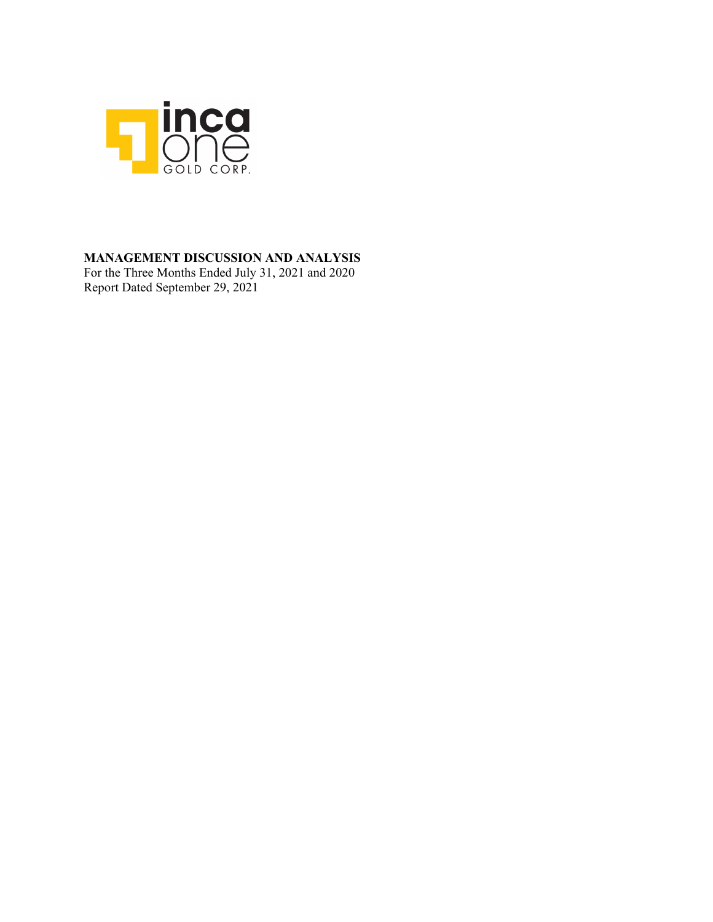**MANAGEMENT DISCUSSION AND ANALYSIS**
For the Three Months Ended July 31, 2021 and 2020
Report Dated September 29, 2021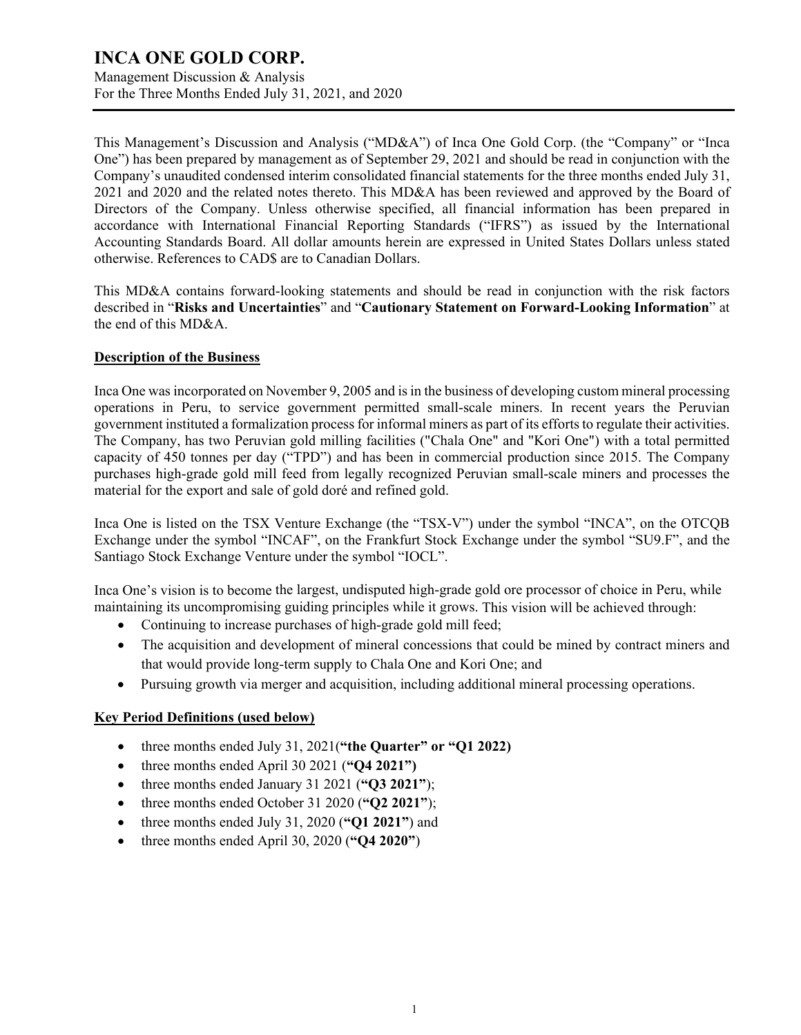This Management's Discussion and Analysis ("MD&A") of Inca One Gold Corp. (the "Company" or "Inca One") has been prepared by management as of September 29, 2021 and should be read in conjunction with the Company's unaudited condensed interim consolidated financial statements for the three months ended July 31, 2021 and 2020 and the related notes thereto. This MD&A has been reviewed and approved by the Board of Directors of the Company. Unless otherwise specified, all financial information has been prepared in accordance with International Financial Reporting Standards ("IFRS") as issued by the International Accounting Standards Board. All dollar amounts herein are expressed in United States Dollars unless stated otherwise. References to CAD$ are to Canadian Dollars.

This MD&A contains forward-looking statements and should be read in conjunction with the risk factors described in "**Risks and Uncertainties**" and "**Cautionary Statement on Forward-Looking Information**" at the end of this MD&A.

## Description of the Business

Inca One was incorporated on November 9, 2005 and is in the business of developing custom mineral processing operations in Peru, to service government permitted small-scale miners. In recent years the Peruvian government instituted a formalization process for informal miners as part of its efforts to regulate their activities. The Company, has two Peruvian gold milling facilities ("Chala One" and "Kori One") with a total permitted capacity of 450 tonnes per day ("TPD") and has been in commercial production since 2015. The Company purchases high-grade gold mill feed from legally recognized Peruvian small-scale miners and processes the material for the export and sale of gold doré and refined gold.

Inca One is listed on the TSX Venture Exchange (the "TSX-V") under the symbol "INCA", on the OTCQB Exchange under the symbol "INCAF", on the Frankfurt Stock Exchange under the symbol "SU9.F", and the Santiago Stock Exchange Venture under the symbol "IOCL".

Inca One's vision is to become the largest, undisputed high-grade gold ore processor of choice in Peru, while maintaining its uncompromising guiding principles while it grows. This vision will be achieved through:

- Continuing to increase purchases of high-grade gold mill feed;
- The acquisition and development of mineral concessions that could be mined by contract miners and that would provide long-term supply to Chala One and Kori One; and
- Pursuing growth via merger and acquisition, including additional mineral processing operations.

## Key Period Definitions (used below)

- three months ended July 31, 2021(**"the Quarter" or "Q1 2022)**
- three months ended April 30 2021 (**"Q4 2021")**
- three months ended January 31 2021 (**"Q3 2021"**);
- three months ended October 31 2020 (**"Q2 2021"**);
- three months ended July 31, 2020 (**"Q1 2021"**) and
- three months ended April 30, 2020 (**"Q4 2020"**)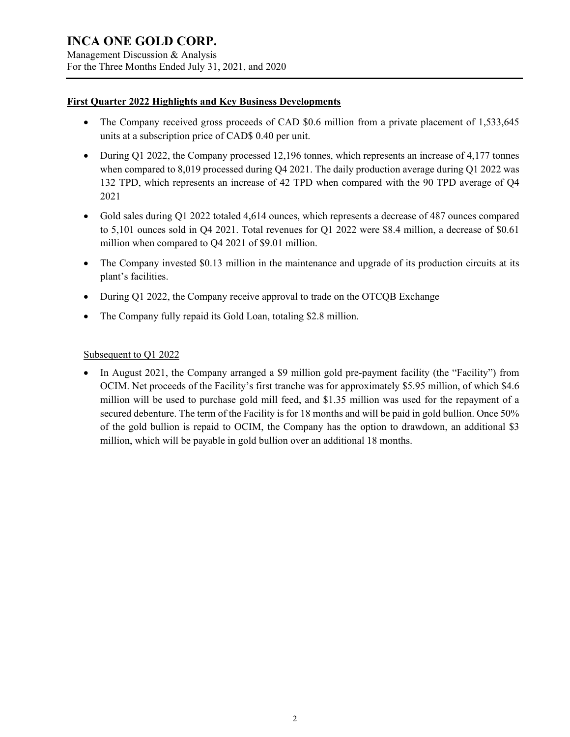**First Quarter 2022 Highlights and Key Business Developments**

- The Company received gross proceeds of CAD $0.6 million from a private placement of 1,533,645 units at a subscription price of CAD$ 0.40 per unit.
- During Q1 2022, the Company processed 12,196 tonnes, which represents an increase of 4,177 tonnes when compared to 8,019 processed during Q4 2021. The daily production average during Q1 2022 was 132 TPD, which represents an increase of 42 TPD when compared with the 90 TPD average of Q4 2021
- Gold sales during Q1 2022 totaled 4,614 ounces, which represents a decrease of 487 ounces compared to 5,101 ounces sold in Q4 2021. Total revenues for Q1 2022 were $8.4 million, a decrease of $0.61 million when compared to Q4 2021 of $9.01 million.
- The Company invested $0.13 million in the maintenance and upgrade of its production circuits at its plant's facilities.
- During Q1 2022, the Company receive approval to trade on the OTCQB Exchange
- The Company fully repaid its Gold Loan, totaling $2.8 million.

Subsequent to Q1 2022

- In August 2021, the Company arranged a $9 million gold pre-payment facility (the "Facility") from OCIM. Net proceeds of the Facility's first tranche was for approximately $5.95 million, of which $4.6 million will be used to purchase gold mill feed, and $1.35 million was used for the repayment of a secured debenture. The term of the Facility is for 18 months and will be paid in gold bullion. Once 50% of the gold bullion is repaid to OCIM, the Company has the option to drawdown, an additional $3 million, which will be payable in gold bullion over an additional 18 months.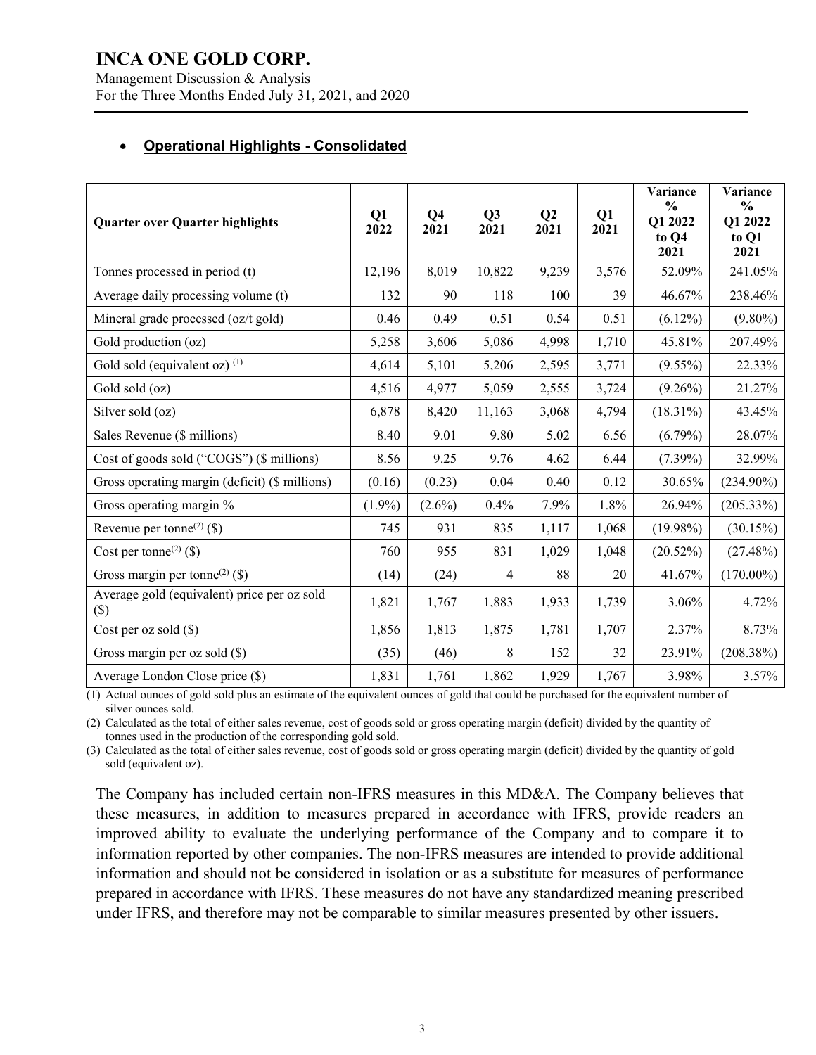- **Operational Highlights - Consolidated**

| Quarter over Quarter highlights | Q1 2022 | Q4 2021 | Q3 2021 | Q2 2021 | Q1 2021 | Variance % Q1 2022 to Q4 2021 | Variance % Q1 2022 to Q1 2021 |
|---|---|---|---|---|---|---|---|
| Tonnes processed in period (t) | 12,196 | 8,019 | 10,822 | 9,239 | 3,576 | 52.09% | 241.05% |
| Average daily processing volume (t) | 132 | 90 | 118 | 100 | 39 | 46.67% | 238.46% |
| Mineral grade processed (oz/t gold) | 0.46 | 0.49 | 0.51 | 0.54 | 0.51 | (6.12%) | (9.80%) |
| Gold production (oz) | 5,258 | 3,606 | 5,086 | 4,998 | 1,710 | 45.81% | 207.49% |
| Gold sold (equivalent oz) (1) | 4,614 | 5,101 | 5,206 | 2,595 | 3,771 | (9.55%) | 22.33% |
| Gold sold (oz) | 4,516 | 4,977 | 5,059 | 2,555 | 3,724 | (9.26%) | 21.27% |
| Silver sold (oz) | 6,878 | 8,420 | 11,163 | 3,068 | 4,794 | (18.31%) | 43.45% |
| Sales Revenue ($ millions) | 8.40 | 9.01 | 9.80 | 5.02 | 6.56 | (6.79%) | 28.07% |
| Cost of goods sold ("COGS") ($ millions) | 8.56 | 9.25 | 9.76 | 4.62 | 6.44 | (7.39%) | 32.99% |
| Gross operating margin (deficit) ($ millions) | (0.16) | (0.23) | 0.04 | 0.40 | 0.12 | 30.65% | (234.90%) |
| Gross operating margin % | (1.9%) | (2.6%) | 0.4% | 7.9% | 1.8% | 26.94% | (205.33%) |
| Revenue per tonne(2) ($) | 745 | 931 | 835 | 1,117 | 1,068 | (19.98%) | (30.15%) |
| Cost per tonne(2) ($) | 760 | 955 | 831 | 1,029 | 1,048 | (20.52%) | (27.48%) |
| Gross margin per tonne(2) ($) | (14) | (24) | 4 | 88 | 20 | 41.67% | (170.00%) |
| Average gold (equivalent) price per oz sold ($) | 1,821 | 1,767 | 1,883 | 1,933 | 1,739 | 3.06% | 4.72% |
| Cost per oz sold ($) | 1,856 | 1,813 | 1,875 | 1,781 | 1,707 | 2.37% | 8.73% |
| Gross margin per oz sold ($) | (35) | (46) | 8 | 152 | 32 | 23.91% | (208.38%) |
| Average London Close price ($) | 1,831 | 1,761 | 1,862 | 1,929 | 1,767 | 3.98% | 3.57% |

(1) Actual ounces of gold sold plus an estimate of the equivalent ounces of gold that could be purchased for the equivalent number of silver ounces sold.

(2) Calculated as the total of either sales revenue, cost of goods sold or gross operating margin (deficit) divided by the quantity of tonnes used in the production of the corresponding gold sold.

(3) Calculated as the total of either sales revenue, cost of goods sold or gross operating margin (deficit) divided by the quantity of gold sold (equivalent oz).

The Company has included certain non-IFRS measures in this MD&A. The Company believes that these measures, in addition to measures prepared in accordance with IFRS, provide readers an improved ability to evaluate the underlying performance of the Company and to compare it to information reported by other companies. The non-IFRS measures are intended to provide additional information and should not be considered in isolation or as a substitute for measures of performance prepared in accordance with IFRS. These measures do not have any standardized meaning prescribed under IFRS, and therefore may not be comparable to similar measures presented by other issuers.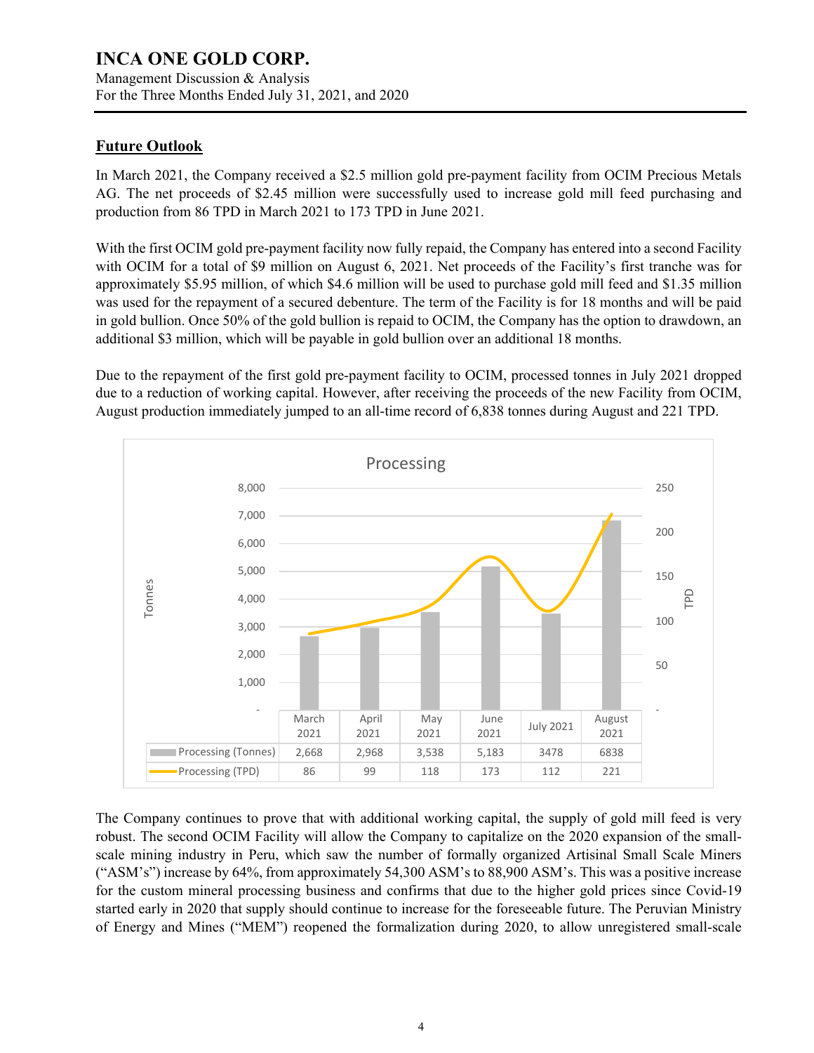## Future Outlook

In March 2021, the Company received a $2.5 million gold pre-payment facility from OCIM Precious Metals AG. The net proceeds of $2.45 million were successfully used to increase gold mill feed purchasing and production from 86 TPD in March 2021 to 173 TPD in June 2021.

With the first OCIM gold pre-payment facility now fully repaid, the Company has entered into a second Facility with OCIM for a total of $9 million on August 6, 2021. Net proceeds of the Facility's first tranche was for approximately $5.95 million, of which $4.6 million will be used to purchase gold mill feed and $1.35 million was used for the repayment of a secured debenture. The term of the Facility is for 18 months and will be paid in gold bullion. Once 50% of the gold bullion is repaid to OCIM, the Company has the option to drawdown, an additional $3 million, which will be payable in gold bullion over an additional 18 months.

Due to the repayment of the first gold pre-payment facility to OCIM, processed tonnes in July 2021 dropped due to a reduction of working capital. However, after receiving the proceeds of the new Facility from OCIM, August production immediately jumped to an all-time record of 6,838 tonnes during August and 221 TPD.

**Processing**

| | March 2021 | April 2021 | May 2021 | June 2021 | July 2021 | August 2021 |
|---|---|---|---|---|---|---|
| Processing (Tonnes) | 2,668 | 2,968 | 3,538 | 5,183 | 3478 | 6838 |
| Processing (TPD) | 86 | 99 | 118 | 173 | 112 | 221 |

The Company continues to prove that with additional working capital, the supply of gold mill feed is very robust. The second OCIM Facility will allow the Company to capitalize on the 2020 expansion of the small-scale mining industry in Peru, which saw the number of formally organized Artisinal Small Scale Miners ("ASM's") increase by 64%, from approximately 54,300 ASM's to 88,900 ASM's. This was a positive increase for the custom mineral processing business and confirms that due to the higher gold prices since Covid-19 started early in 2020 that supply should continue to increase for the foreseeable future. The Peruvian Ministry of Energy and Mines ("MEM") reopened the formalization during 2020, to allow unregistered small-scale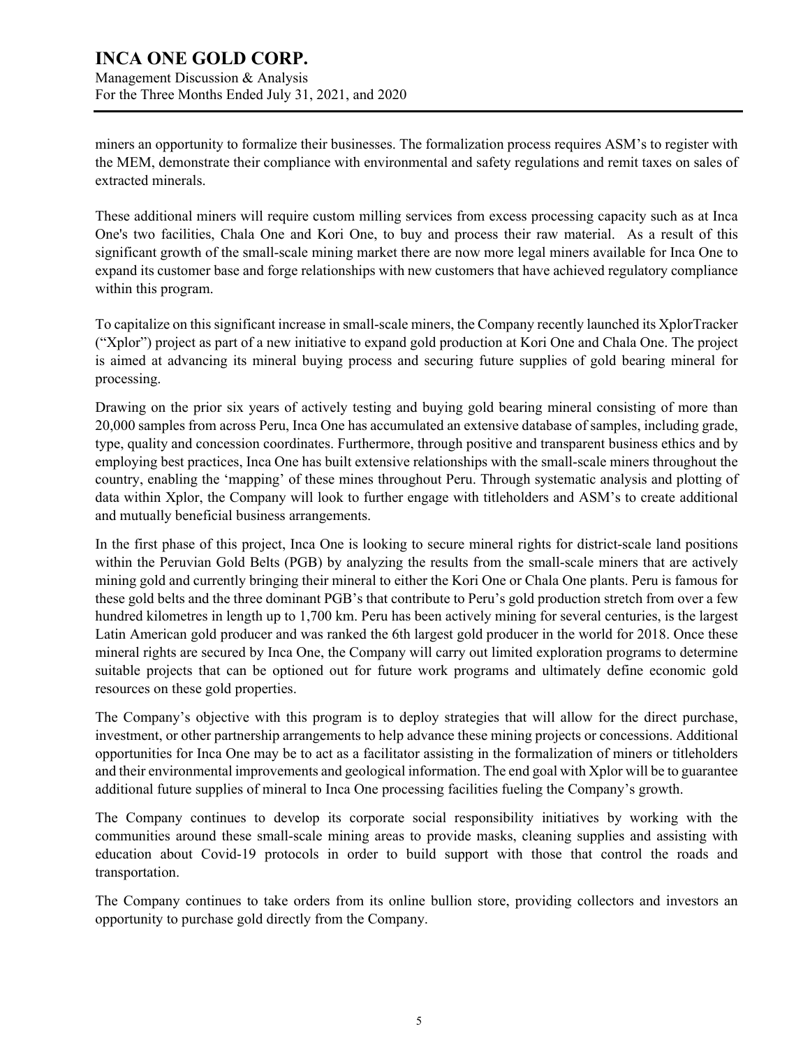miners an opportunity to formalize their businesses. The formalization process requires ASM's to register with the MEM, demonstrate their compliance with environmental and safety regulations and remit taxes on sales of extracted minerals.

These additional miners will require custom milling services from excess processing capacity such as at Inca One's two facilities, Chala One and Kori One, to buy and process their raw material. As a result of this significant growth of the small-scale mining market there are now more legal miners available for Inca One to expand its customer base and forge relationships with new customers that have achieved regulatory compliance within this program.

To capitalize on this significant increase in small-scale miners, the Company recently launched its XplorTracker ("Xplor") project as part of a new initiative to expand gold production at Kori One and Chala One. The project is aimed at advancing its mineral buying process and securing future supplies of gold bearing mineral for processing.

Drawing on the prior six years of actively testing and buying gold bearing mineral consisting of more than 20,000 samples from across Peru, Inca One has accumulated an extensive database of samples, including grade, type, quality and concession coordinates. Furthermore, through positive and transparent business ethics and by employing best practices, Inca One has built extensive relationships with the small-scale miners throughout the country, enabling the 'mapping' of these mines throughout Peru. Through systematic analysis and plotting of data within Xplor, the Company will look to further engage with titleholders and ASM's to create additional and mutually beneficial business arrangements.

In the first phase of this project, Inca One is looking to secure mineral rights for district-scale land positions within the Peruvian Gold Belts (PGB) by analyzing the results from the small-scale miners that are actively mining gold and currently bringing their mineral to either the Kori One or Chala One plants. Peru is famous for these gold belts and the three dominant PGB's that contribute to Peru's gold production stretch from over a few hundred kilometres in length up to 1,700 km. Peru has been actively mining for several centuries, is the largest Latin American gold producer and was ranked the 6th largest gold producer in the world for 2018. Once these mineral rights are secured by Inca One, the Company will carry out limited exploration programs to determine suitable projects that can be optioned out for future work programs and ultimately define economic gold resources on these gold properties.

The Company's objective with this program is to deploy strategies that will allow for the direct purchase, investment, or other partnership arrangements to help advance these mining projects or concessions. Additional opportunities for Inca One may be to act as a facilitator assisting in the formalization of miners or titleholders and their environmental improvements and geological information. The end goal with Xplor will be to guarantee additional future supplies of mineral to Inca One processing facilities fueling the Company's growth.

The Company continues to develop its corporate social responsibility initiatives by working with the communities around these small-scale mining areas to provide masks, cleaning supplies and assisting with education about Covid-19 protocols in order to build support with those that control the roads and transportation.

The Company continues to take orders from its online bullion store, providing collectors and investors an opportunity to purchase gold directly from the Company.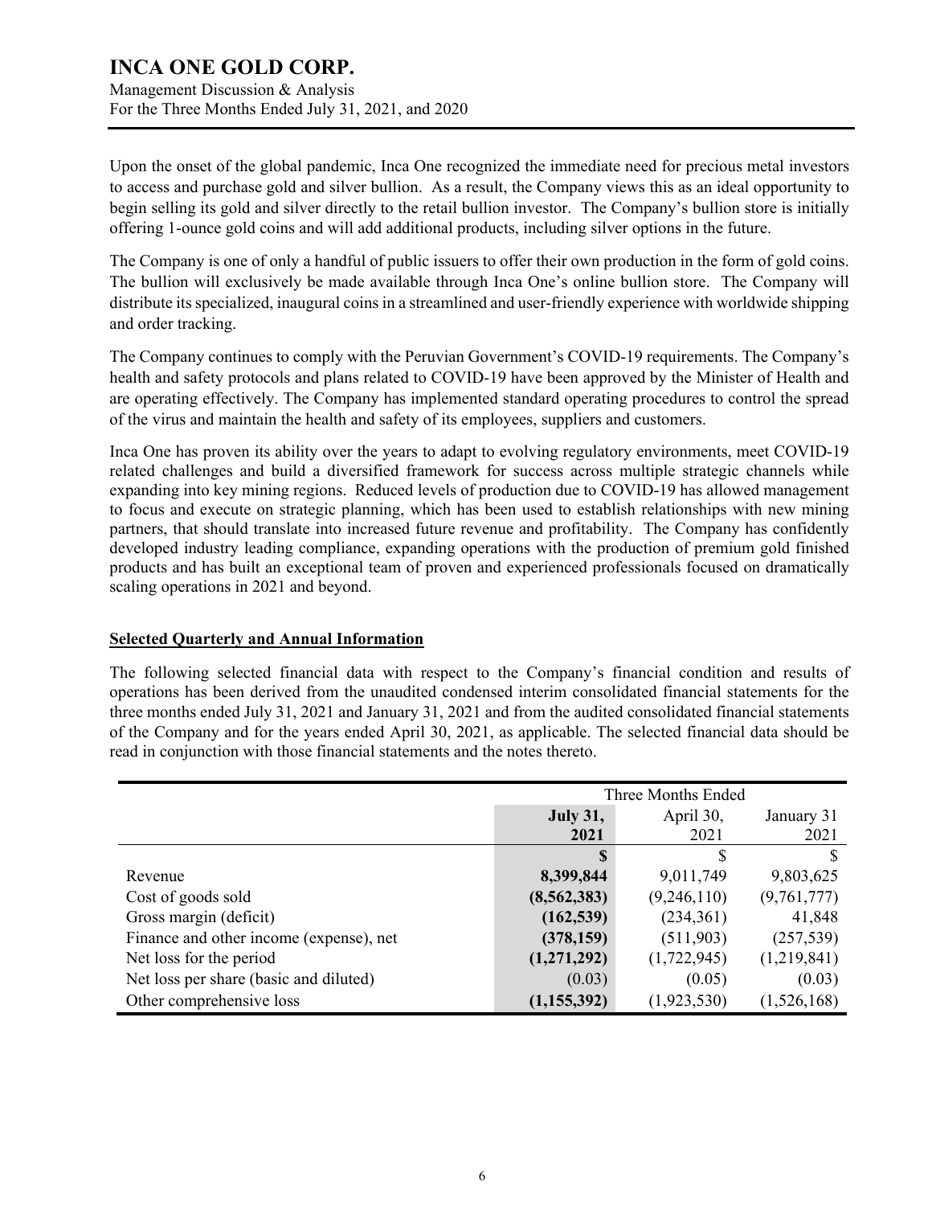Upon the onset of the global pandemic, Inca One recognized the immediate need for precious metal investors to access and purchase gold and silver bullion. As a result, the Company views this as an ideal opportunity to begin selling its gold and silver directly to the retail bullion investor. The Company's bullion store is initially offering 1-ounce gold coins and will add additional products, including silver options in the future.

The Company is one of only a handful of public issuers to offer their own production in the form of gold coins. The bullion will exclusively be made available through Inca One's online bullion store. The Company will distribute its specialized, inaugural coins in a streamlined and user-friendly experience with worldwide shipping and order tracking.

The Company continues to comply with the Peruvian Government's COVID-19 requirements. The Company's health and safety protocols and plans related to COVID-19 have been approved by the Minister of Health and are operating effectively. The Company has implemented standard operating procedures to control the spread of the virus and maintain the health and safety of its employees, suppliers and customers.

Inca One has proven its ability over the years to adapt to evolving regulatory environments, meet COVID-19 related challenges and build a diversified framework for success across multiple strategic channels while expanding into key mining regions. Reduced levels of production due to COVID-19 has allowed management to focus and execute on strategic planning, which has been used to establish relationships with new mining partners, that should translate into increased future revenue and profitability. The Company has confidently developed industry leading compliance, expanding operations with the production of premium gold finished products and has built an exceptional team of proven and experienced professionals focused on dramatically scaling operations in 2021 and beyond.

## Selected Quarterly and Annual Information

The following selected financial data with respect to the Company's financial condition and results of operations has been derived from the unaudited condensed interim consolidated financial statements for the three months ended July 31, 2021 and January 31, 2021 and from the audited consolidated financial statements of the Company and for the years ended April 30, 2021, as applicable. The selected financial data should be read in conjunction with those financial statements and the notes thereto.

| | Three Months Ended | | |
|---|---|---|---|
| | **July 31, 2021** | April 30, 2021 | January 31 2021 |
| | **$** | $ | $ |
| Revenue | **8,399,844** | 9,011,749 | 9,803,625 |
| Cost of goods sold | **(8,562,383)** | (9,246,110) | (9,761,777) |
| Gross margin (deficit) | **(162,539)** | (234,361) | 41,848 |
| Finance and other income (expense), net | **(378,159)** | (511,903) | (257,539) |
| Net loss for the period | **(1,271,292)** | (1,722,945) | (1,219,841) |
| Net loss per share (basic and diluted) | (0.03) | (0.05) | (0.03) |
| Other comprehensive loss | **(1,155,392)** | (1,923,530) | (1,526,168) |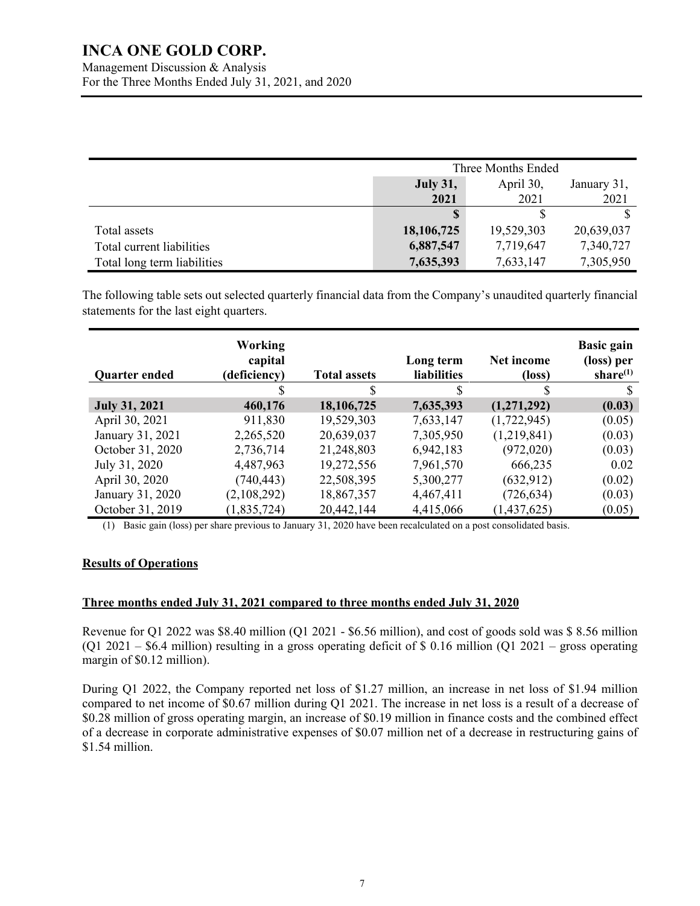| | Three Months Ended | | |
|---|---|---|---|
| | **July 31, 2021** | April 30, 2021 | January 31, 2021 |
| | **$** | $ | $ |
| Total assets | **18,106,725** | 19,529,303 | 20,639,037 |
| Total current liabilities | **6,887,547** | 7,719,647 | 7,340,727 |
| Total long term liabilities | **7,635,393** | 7,633,147 | 7,305,950 |

The following table sets out selected quarterly financial data from the Company's unaudited quarterly financial statements for the last eight quarters.

| Quarter ended | Working capital (deficiency) | Total assets | Long term liabilities | Net income (loss) | Basic gain (loss) per share[(1)] |
|---|---|---|---|---|---|
| | $ | $ | $ | $ | $ |
| **July 31, 2021** | **460,176** | **18,106,725** | **7,635,393** | **(1,271,292)** | **(0.03)** |
| April 30, 2021 | 911,830 | 19,529,303 | 7,633,147 | (1,722,945) | (0.05) |
| January 31, 2021 | 2,265,520 | 20,639,037 | 7,305,950 | (1,219,841) | (0.03) |
| October 31, 2020 | 2,736,714 | 21,248,803 | 6,942,183 | (972,020) | (0.03) |
| July 31, 2020 | 4,487,963 | 19,272,556 | 7,961,570 | 666,235 | 0.02 |
| April 30, 2020 | (740,443) | 22,508,395 | 5,300,277 | (632,912) | (0.02) |
| January 31, 2020 | (2,108,292) | 18,867,357 | 4,467,411 | (726,634) | (0.03) |
| October 31, 2019 | (1,835,724) | 20,442,144 | 4,415,066 | (1,437,625) | (0.05) |

(1) Basic gain (loss) per share previous to January 31, 2020 have been recalculated on a post consolidated basis.

## Results of Operations

### Three months ended July 31, 2021 compared to three months ended July 31, 2020

Revenue for Q1 2022 was $8.40 million (Q1 2021 - $6.56 million), and cost of goods sold was $ 8.56 million (Q1 2021 – $6.4 million) resulting in a gross operating deficit of $ 0.16 million (Q1 2021 – gross operating margin of $0.12 million).

During Q1 2022, the Company reported net loss of $1.27 million, an increase in net loss of $1.94 million compared to net income of $0.67 million during Q1 2021. The increase in net loss is a result of a decrease of $0.28 million of gross operating margin, an increase of $0.19 million in finance costs and the combined effect of a decrease in corporate administrative expenses of $0.07 million net of a decrease in restructuring gains of $1.54 million.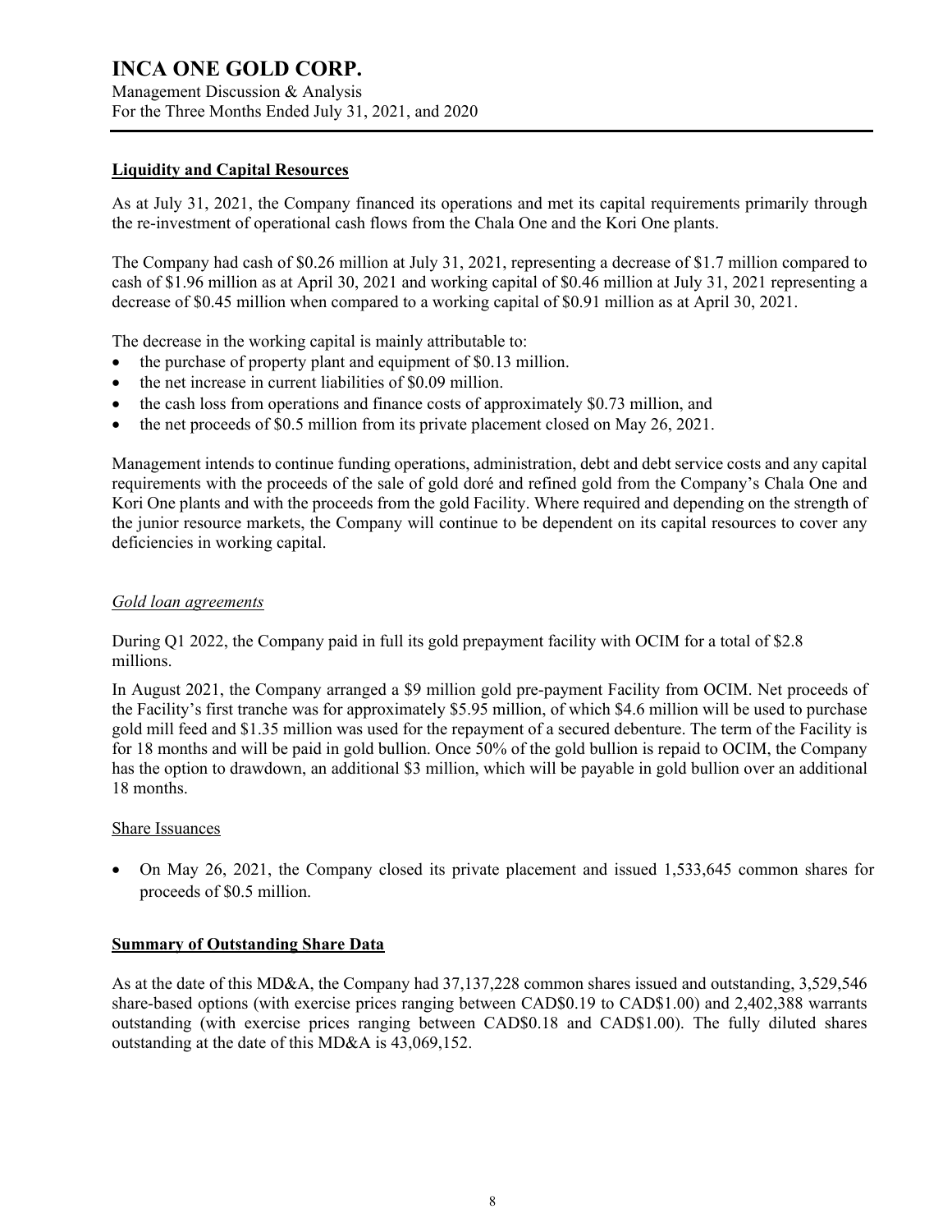## Liquidity and Capital Resources

As at July 31, 2021, the Company financed its operations and met its capital requirements primarily through the re-investment of operational cash flows from the Chala One and the Kori One plants.

The Company had cash of $0.26 million at July 31, 2021, representing a decrease of $1.7 million compared to cash of $1.96 million as at April 30, 2021 and working capital of $0.46 million at July 31, 2021 representing a decrease of $0.45 million when compared to a working capital of $0.91 million as at April 30, 2021.

The decrease in the working capital is mainly attributable to:

- the purchase of property plant and equipment of $0.13 million.
- the net increase in current liabilities of $0.09 million.
- the cash loss from operations and finance costs of approximately $0.73 million, and
- the net proceeds of $0.5 million from its private placement closed on May 26, 2021.

Management intends to continue funding operations, administration, debt and debt service costs and any capital requirements with the proceeds of the sale of gold doré and refined gold from the Company's Chala One and Kori One plants and with the proceeds from the gold Facility. Where required and depending on the strength of the junior resource markets, the Company will continue to be dependent on its capital resources to cover any deficiencies in working capital.

### *Gold loan agreements*

During Q1 2022, the Company paid in full its gold prepayment facility with OCIM for a total of $2.8 millions.

In August 2021, the Company arranged a $9 million gold pre-payment Facility from OCIM. Net proceeds of the Facility's first tranche was for approximately $5.95 million, of which $4.6 million will be used to purchase gold mill feed and $1.35 million was used for the repayment of a secured debenture. The term of the Facility is for 18 months and will be paid in gold bullion. Once 50% of the gold bullion is repaid to OCIM, the Company has the option to drawdown, an additional $3 million, which will be payable in gold bullion over an additional 18 months.

### Share Issuances

- On May 26, 2021, the Company closed its private placement and issued 1,533,645 common shares for proceeds of $0.5 million.

## Summary of Outstanding Share Data

As at the date of this MD&A, the Company had 37,137,228 common shares issued and outstanding, 3,529,546 share-based options (with exercise prices ranging between CAD$0.19 to CAD$1.00) and 2,402,388 warrants outstanding (with exercise prices ranging between CAD$0.18 and CAD$1.00). The fully diluted shares outstanding at the date of this MD&A is 43,069,152.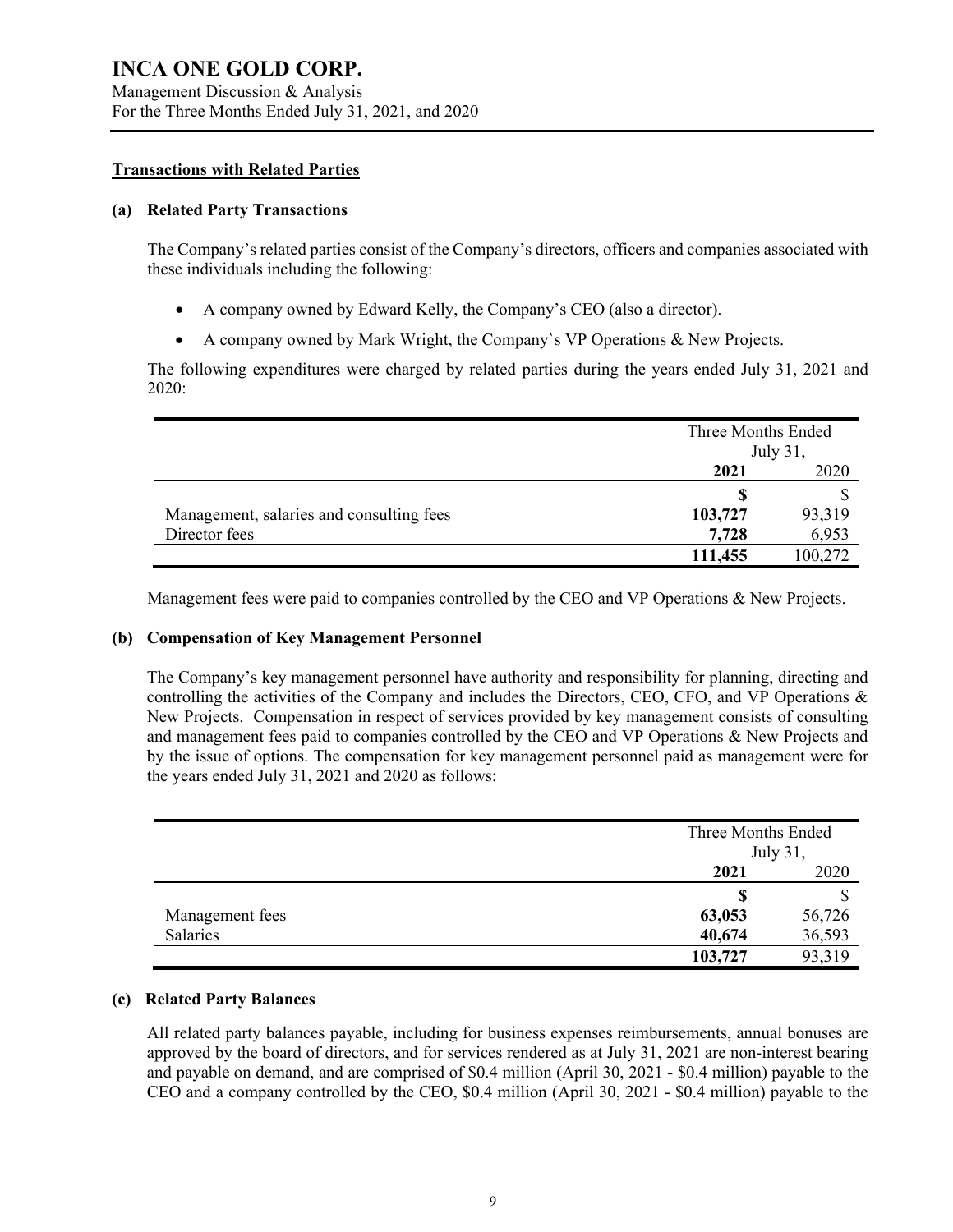## Transactions with Related Parties

### (a) Related Party Transactions

The Company's related parties consist of the Company's directors, officers and companies associated with these individuals including the following:

- A company owned by Edward Kelly, the Company's CEO (also a director).
- A company owned by Mark Wright, the Company`s VP Operations & New Projects.

The following expenditures were charged by related parties during the years ended July 31, 2021 and 2020:

| | Three Months Ended July 31, | |
|---|---|---|
| | **2021** | 2020 |
| | **$** | $ |
| Management, salaries and consulting fees | **103,727** | 93,319 |
| Director fees | **7,728** | 6,953 |
| | **111,455** | 100,272 |

Management fees were paid to companies controlled by the CEO and VP Operations & New Projects.

### (b) Compensation of Key Management Personnel

The Company's key management personnel have authority and responsibility for planning, directing and controlling the activities of the Company and includes the Directors, CEO, CFO, and VP Operations & New Projects. Compensation in respect of services provided by key management consists of consulting and management fees paid to companies controlled by the CEO and VP Operations & New Projects and by the issue of options. The compensation for key management personnel paid as management were for the years ended July 31, 2021 and 2020 as follows:

| | Three Months Ended July 31, | |
|---|---|---|
| | **2021** | 2020 |
| | **$** | $ |
| Management fees | **63,053** | 56,726 |
| Salaries | **40,674** | 36,593 |
| | **103,727** | 93,319 |

### (c) Related Party Balances

All related party balances payable, including for business expenses reimbursements, annual bonuses are approved by the board of directors, and for services rendered as at July 31, 2021 are non-interest bearing and payable on demand, and are comprised of \$0.4 million (April 30, 2021 - \$0.4 million) payable to the CEO and a company controlled by the CEO, \$0.4 million (April 30, 2021 - \$0.4 million) payable to the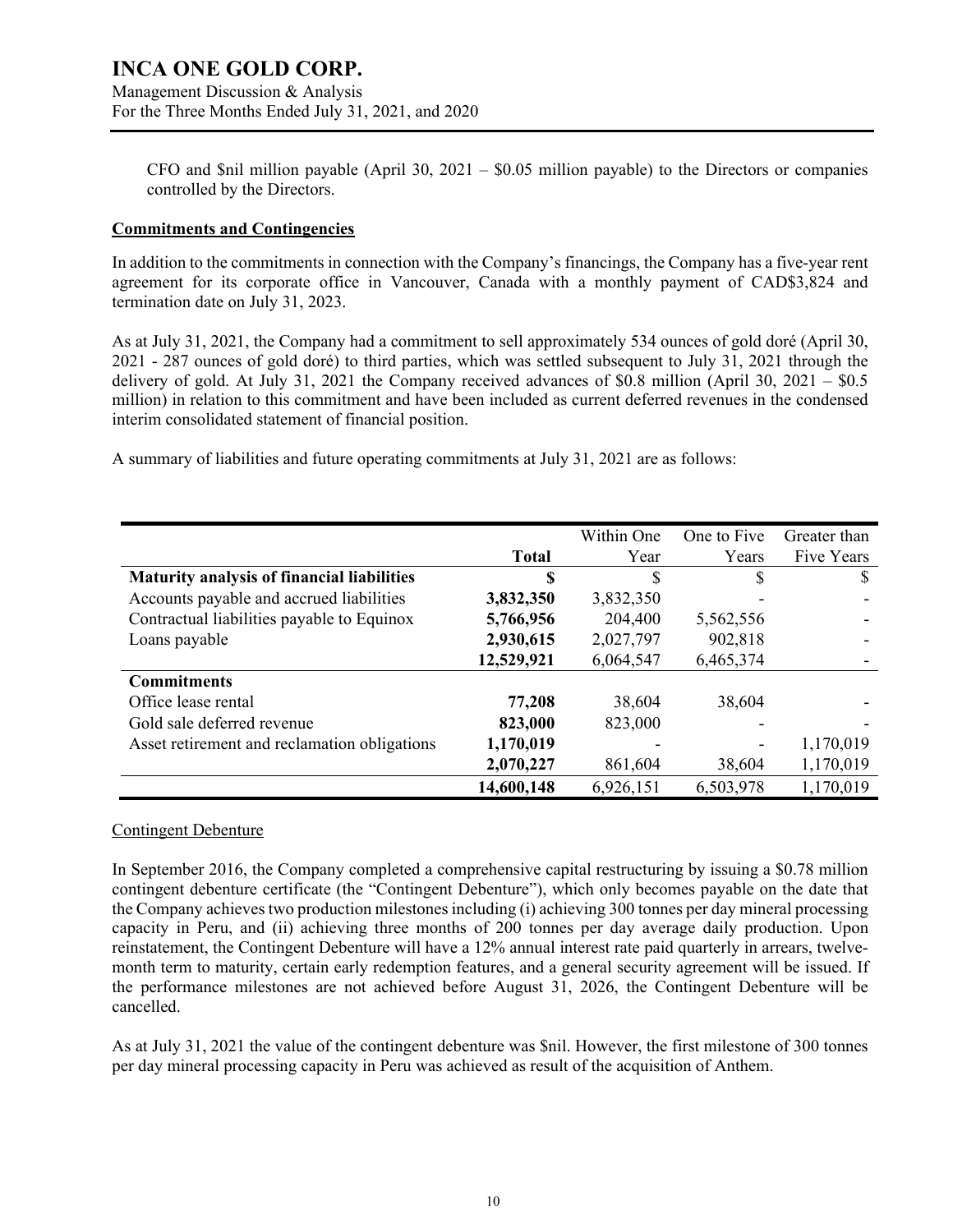CFO and $nil million payable (April 30, 2021 – $0.05 million payable) to the Directors or companies controlled by the Directors.

**Commitments and Contingencies**

In addition to the commitments in connection with the Company's financings, the Company has a five-year rent agreement for its corporate office in Vancouver, Canada with a monthly payment of CAD$3,824 and termination date on July 31, 2023.

As at July 31, 2021, the Company had a commitment to sell approximately 534 ounces of gold doré (April 30, 2021 - 287 ounces of gold doré) to third parties, which was settled subsequent to July 31, 2021 through the delivery of gold. At July 31, 2021 the Company received advances of $0.8 million (April 30, 2021 – $0.5 million) in relation to this commitment and have been included as current deferred revenues in the condensed interim consolidated statement of financial position.

A summary of liabilities and future operating commitments at July 31, 2021 are as follows:

| | Total | Within One Year | One to Five Years | Greater than Five Years |
|---|---|---|---|---|
| **Maturity analysis of financial liabilities** | **$** | $ | $ | $ |
| Accounts payable and accrued liabilities | **3,832,350** | 3,832,350 | - | - |
| Contractual liabilities payable to Equinox | **5,766,956** | 204,400 | 5,562,556 | - |
| Loans payable | **2,930,615** | 2,027,797 | 902,818 | - |
| | **12,529,921** | 6,064,547 | 6,465,374 | - |
| **Commitments** | | | | |
| Office lease rental | **77,208** | 38,604 | 38,604 | - |
| Gold sale deferred revenue | **823,000** | 823,000 | - | - |
| Asset retirement and reclamation obligations | **1,170,019** | - | - | 1,170,019 |
| | **2,070,227** | 861,604 | 38,604 | 1,170,019 |
| | **14,600,148** | 6,926,151 | 6,503,978 | 1,170,019 |

Contingent Debenture

In September 2016, the Company completed a comprehensive capital restructuring by issuing a $0.78 million contingent debenture certificate (the "Contingent Debenture"), which only becomes payable on the date that the Company achieves two production milestones including (i) achieving 300 tonnes per day mineral processing capacity in Peru, and (ii) achieving three months of 200 tonnes per day average daily production. Upon reinstatement, the Contingent Debenture will have a 12% annual interest rate paid quarterly in arrears, twelve-month term to maturity, certain early redemption features, and a general security agreement will be issued. If the performance milestones are not achieved before August 31, 2026, the Contingent Debenture will be cancelled.

As at July 31, 2021 the value of the contingent debenture was $nil. However, the first milestone of 300 tonnes per day mineral processing capacity in Peru was achieved as result of the acquisition of Anthem.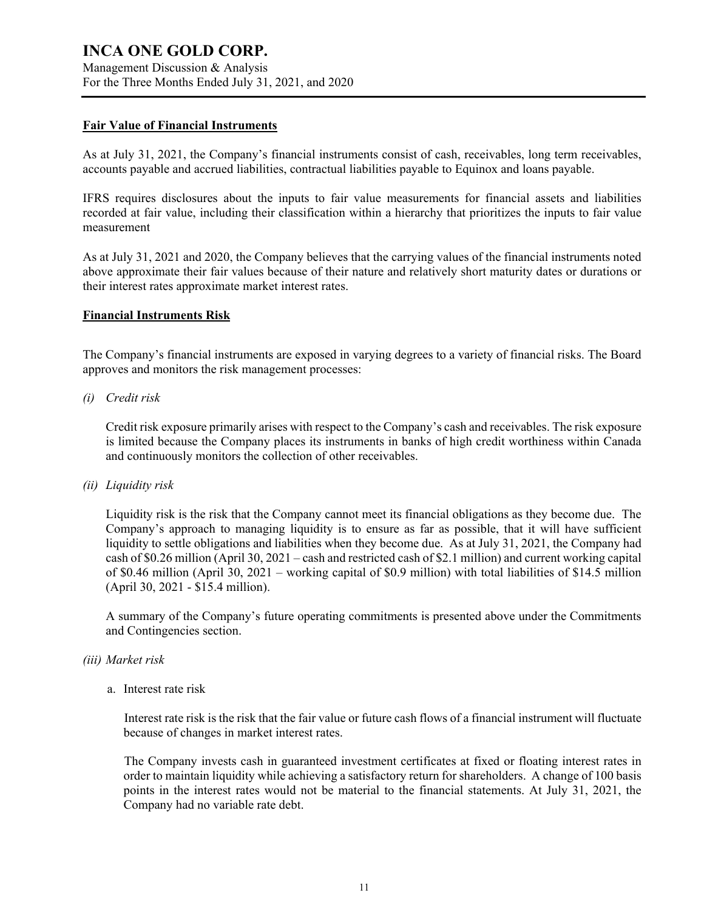## Fair Value of Financial Instruments

As at July 31, 2021, the Company's financial instruments consist of cash, receivables, long term receivables, accounts payable and accrued liabilities, contractual liabilities payable to Equinox and loans payable.

IFRS requires disclosures about the inputs to fair value measurements for financial assets and liabilities recorded at fair value, including their classification within a hierarchy that prioritizes the inputs to fair value measurement

As at July 31, 2021 and 2020, the Company believes that the carrying values of the financial instruments noted above approximate their fair values because of their nature and relatively short maturity dates or durations or their interest rates approximate market interest rates.

## Financial Instruments Risk

The Company's financial instruments are exposed in varying degrees to a variety of financial risks. The Board approves and monitors the risk management processes:

*(i) Credit risk*

Credit risk exposure primarily arises with respect to the Company's cash and receivables. The risk exposure is limited because the Company places its instruments in banks of high credit worthiness within Canada and continuously monitors the collection of other receivables.

*(ii) Liquidity risk*

Liquidity risk is the risk that the Company cannot meet its financial obligations as they become due. The Company's approach to managing liquidity is to ensure as far as possible, that it will have sufficient liquidity to settle obligations and liabilities when they become due. As at July 31, 2021, the Company had cash of $0.26 million (April 30, 2021 – cash and restricted cash of $2.1 million) and current working capital of $0.46 million (April 30, 2021 – working capital of $0.9 million) with total liabilities of $14.5 million (April 30, 2021 - $15.4 million).

A summary of the Company's future operating commitments is presented above under the Commitments and Contingencies section.

*(iii) Market risk*

a. Interest rate risk

Interest rate risk is the risk that the fair value or future cash flows of a financial instrument will fluctuate because of changes in market interest rates.

The Company invests cash in guaranteed investment certificates at fixed or floating interest rates in order to maintain liquidity while achieving a satisfactory return for shareholders. A change of 100 basis points in the interest rates would not be material to the financial statements. At July 31, 2021, the Company had no variable rate debt.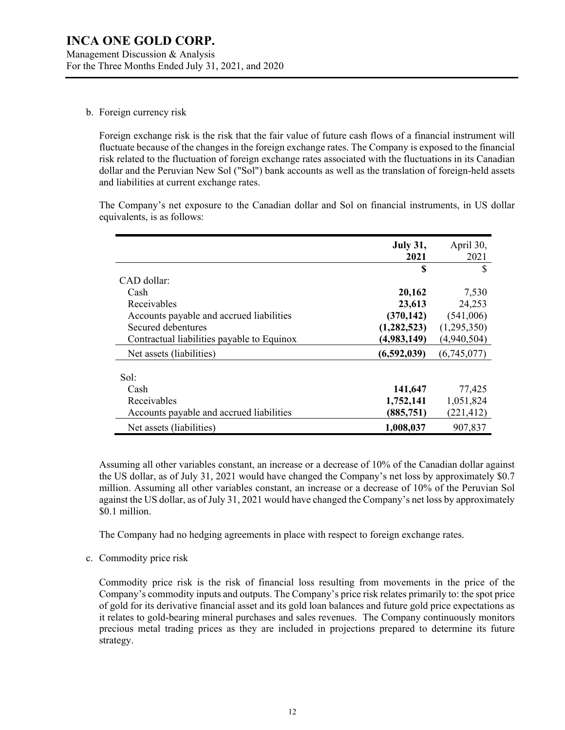b. Foreign currency risk

Foreign exchange risk is the risk that the fair value of future cash flows of a financial instrument will fluctuate because of the changes in the foreign exchange rates. The Company is exposed to the financial risk related to the fluctuation of foreign exchange rates associated with the fluctuations in its Canadian dollar and the Peruvian New Sol ("Sol") bank accounts as well as the translation of foreign-held assets and liabilities at current exchange rates.

The Company's net exposure to the Canadian dollar and Sol on financial instruments, in US dollar equivalents, is as follows:

| | **July 31, 2021** | April 30, 2021 |
|---|---|---|
| | **$** | $ |
| CAD dollar: | | |
| Cash | **20,162** | 7,530 |
| Receivables | **23,613** | 24,253 |
| Accounts payable and accrued liabilities | **(370,142)** | (541,006) |
| Secured debentures | **(1,282,523)** | (1,295,350) |
| Contractual liabilities payable to Equinox | **(4,983,149)** | (4,940,504) |
| Net assets (liabilities) | **(6,592,039)** | (6,745,077) |
| | | |
| Sol: | | |
| Cash | **141,647** | 77,425 |
| Receivables | **1,752,141** | 1,051,824 |
| Accounts payable and accrued liabilities | **(885,751)** | (221,412) |
| Net assets (liabilities) | **1,008,037** | 907,837 |

Assuming all other variables constant, an increase or a decrease of 10% of the Canadian dollar against the US dollar, as of July 31, 2021 would have changed the Company's net loss by approximately $0.7 million. Assuming all other variables constant, an increase or a decrease of 10% of the Peruvian Sol against the US dollar, as of July 31, 2021 would have changed the Company's net loss by approximately $0.1 million.

The Company had no hedging agreements in place with respect to foreign exchange rates.

c. Commodity price risk

Commodity price risk is the risk of financial loss resulting from movements in the price of the Company's commodity inputs and outputs. The Company's price risk relates primarily to: the spot price of gold for its derivative financial asset and its gold loan balances and future gold price expectations as it relates to gold-bearing mineral purchases and sales revenues. The Company continuously monitors precious metal trading prices as they are included in projections prepared to determine its future strategy.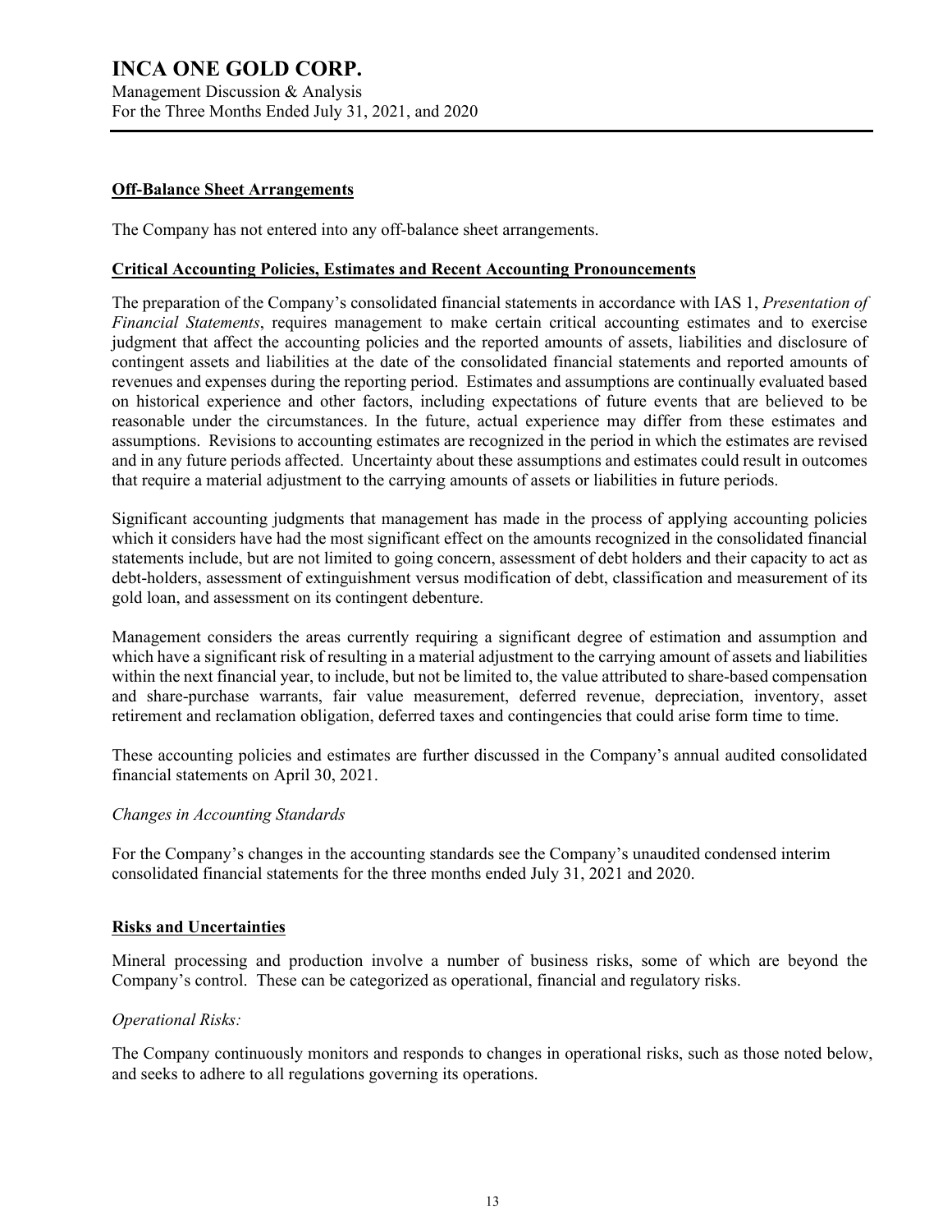## Off-Balance Sheet Arrangements

The Company has not entered into any off-balance sheet arrangements.

## Critical Accounting Policies, Estimates and Recent Accounting Pronouncements

The preparation of the Company's consolidated financial statements in accordance with IAS 1, *Presentation of Financial Statements*, requires management to make certain critical accounting estimates and to exercise judgment that affect the accounting policies and the reported amounts of assets, liabilities and disclosure of contingent assets and liabilities at the date of the consolidated financial statements and reported amounts of revenues and expenses during the reporting period. Estimates and assumptions are continually evaluated based on historical experience and other factors, including expectations of future events that are believed to be reasonable under the circumstances. In the future, actual experience may differ from these estimates and assumptions. Revisions to accounting estimates are recognized in the period in which the estimates are revised and in any future periods affected. Uncertainty about these assumptions and estimates could result in outcomes that require a material adjustment to the carrying amounts of assets or liabilities in future periods.

Significant accounting judgments that management has made in the process of applying accounting policies which it considers have had the most significant effect on the amounts recognized in the consolidated financial statements include, but are not limited to going concern, assessment of debt holders and their capacity to act as debt-holders, assessment of extinguishment versus modification of debt, classification and measurement of its gold loan, and assessment on its contingent debenture.

Management considers the areas currently requiring a significant degree of estimation and assumption and which have a significant risk of resulting in a material adjustment to the carrying amount of assets and liabilities within the next financial year, to include, but not be limited to, the value attributed to share-based compensation and share-purchase warrants, fair value measurement, deferred revenue, depreciation, inventory, asset retirement and reclamation obligation, deferred taxes and contingencies that could arise form time to time.

These accounting policies and estimates are further discussed in the Company's annual audited consolidated financial statements on April 30, 2021.

*Changes in Accounting Standards*

For the Company's changes in the accounting standards see the Company's unaudited condensed interim consolidated financial statements for the three months ended July 31, 2021 and 2020.

## Risks and Uncertainties

Mineral processing and production involve a number of business risks, some of which are beyond the Company's control. These can be categorized as operational, financial and regulatory risks.

*Operational Risks:*

The Company continuously monitors and responds to changes in operational risks, such as those noted below, and seeks to adhere to all regulations governing its operations.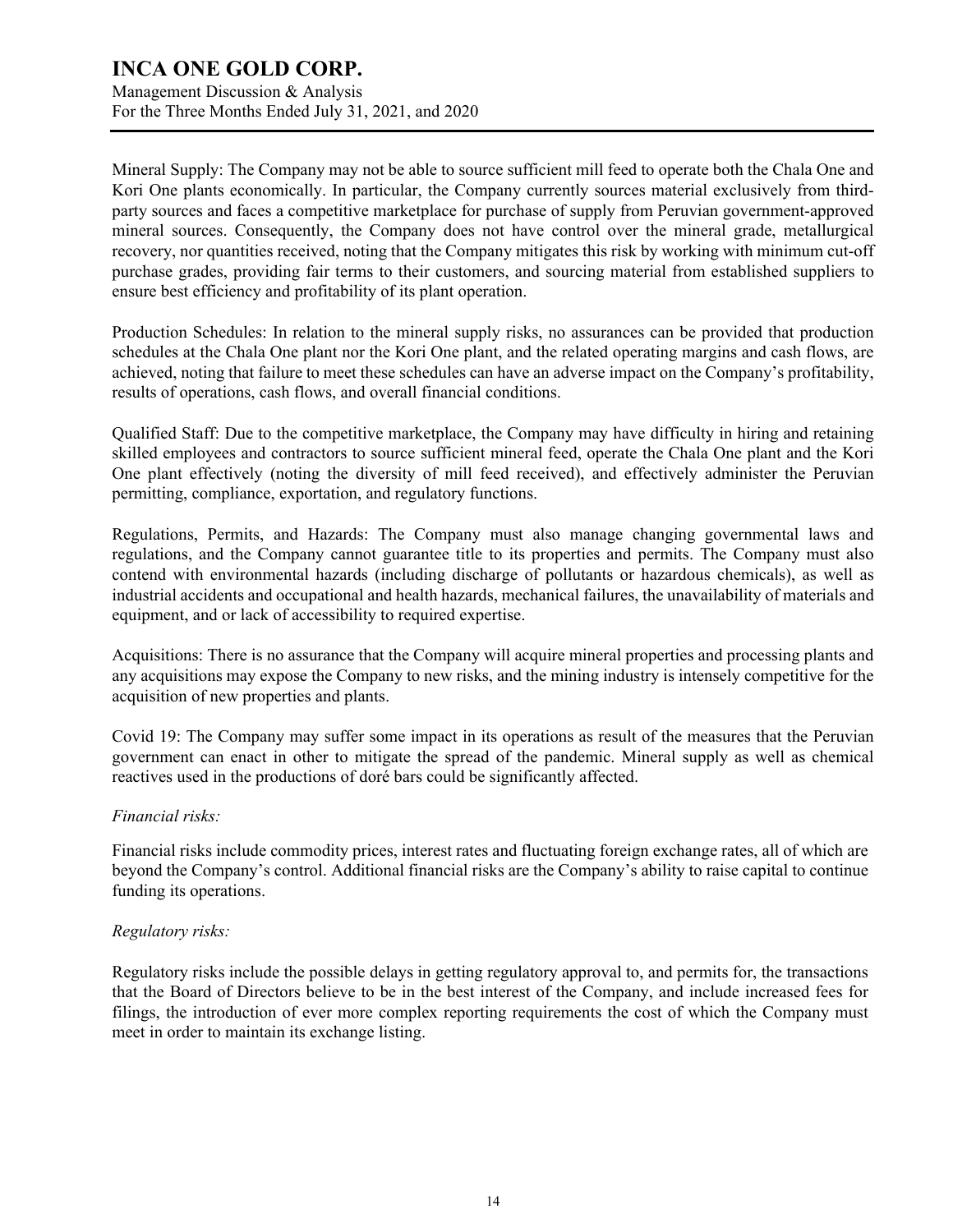Mineral Supply: The Company may not be able to source sufficient mill feed to operate both the Chala One and Kori One plants economically. In particular, the Company currently sources material exclusively from third-party sources and faces a competitive marketplace for purchase of supply from Peruvian government-approved mineral sources. Consequently, the Company does not have control over the mineral grade, metallurgical recovery, nor quantities received, noting that the Company mitigates this risk by working with minimum cut-off purchase grades, providing fair terms to their customers, and sourcing material from established suppliers to ensure best efficiency and profitability of its plant operation.

Production Schedules: In relation to the mineral supply risks, no assurances can be provided that production schedules at the Chala One plant nor the Kori One plant, and the related operating margins and cash flows, are achieved, noting that failure to meet these schedules can have an adverse impact on the Company's profitability, results of operations, cash flows, and overall financial conditions.

Qualified Staff: Due to the competitive marketplace, the Company may have difficulty in hiring and retaining skilled employees and contractors to source sufficient mineral feed, operate the Chala One plant and the Kori One plant effectively (noting the diversity of mill feed received), and effectively administer the Peruvian permitting, compliance, exportation, and regulatory functions.

Regulations, Permits, and Hazards: The Company must also manage changing governmental laws and regulations, and the Company cannot guarantee title to its properties and permits. The Company must also contend with environmental hazards (including discharge of pollutants or hazardous chemicals), as well as industrial accidents and occupational and health hazards, mechanical failures, the unavailability of materials and equipment, and or lack of accessibility to required expertise.

Acquisitions: There is no assurance that the Company will acquire mineral properties and processing plants and any acquisitions may expose the Company to new risks, and the mining industry is intensely competitive for the acquisition of new properties and plants.

Covid 19: The Company may suffer some impact in its operations as result of the measures that the Peruvian government can enact in other to mitigate the spread of the pandemic. Mineral supply as well as chemical reactives used in the productions of doré bars could be significantly affected.

*Financial risks:*

Financial risks include commodity prices, interest rates and fluctuating foreign exchange rates, all of which are beyond the Company's control. Additional financial risks are the Company's ability to raise capital to continue funding its operations.

*Regulatory risks:*

Regulatory risks include the possible delays in getting regulatory approval to, and permits for, the transactions that the Board of Directors believe to be in the best interest of the Company, and include increased fees for filings, the introduction of ever more complex reporting requirements the cost of which the Company must meet in order to maintain its exchange listing.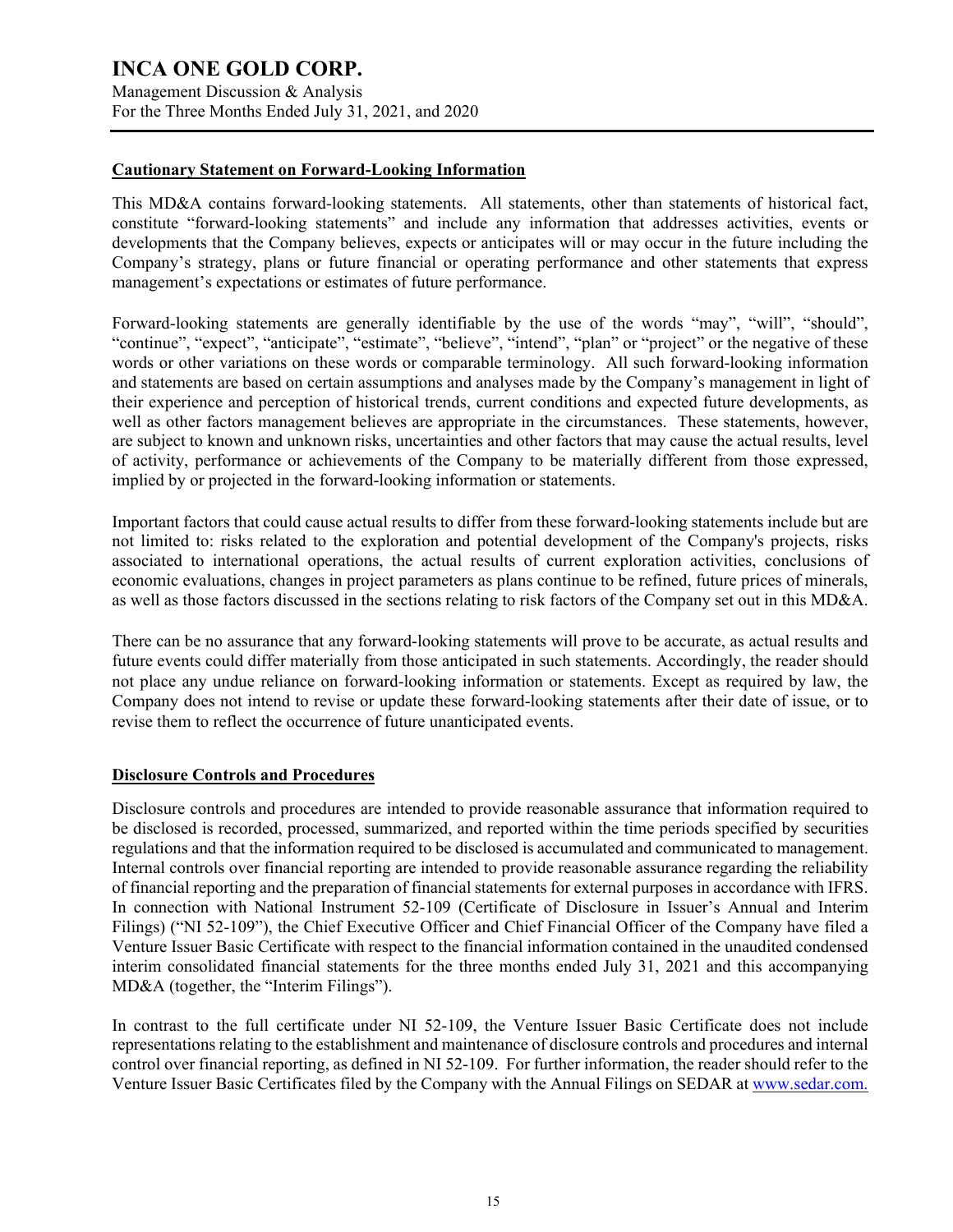## Cautionary Statement on Forward-Looking Information

This MD&A contains forward-looking statements. All statements, other than statements of historical fact, constitute "forward-looking statements" and include any information that addresses activities, events or developments that the Company believes, expects or anticipates will or may occur in the future including the Company's strategy, plans or future financial or operating performance and other statements that express management's expectations or estimates of future performance.

Forward-looking statements are generally identifiable by the use of the words "may", "will", "should", "continue", "expect", "anticipate", "estimate", "believe", "intend", "plan" or "project" or the negative of these words or other variations on these words or comparable terminology. All such forward-looking information and statements are based on certain assumptions and analyses made by the Company's management in light of their experience and perception of historical trends, current conditions and expected future developments, as well as other factors management believes are appropriate in the circumstances. These statements, however, are subject to known and unknown risks, uncertainties and other factors that may cause the actual results, level of activity, performance or achievements of the Company to be materially different from those expressed, implied by or projected in the forward-looking information or statements.

Important factors that could cause actual results to differ from these forward-looking statements include but are not limited to: risks related to the exploration and potential development of the Company's projects, risks associated to international operations, the actual results of current exploration activities, conclusions of economic evaluations, changes in project parameters as plans continue to be refined, future prices of minerals, as well as those factors discussed in the sections relating to risk factors of the Company set out in this MD&A.

There can be no assurance that any forward-looking statements will prove to be accurate, as actual results and future events could differ materially from those anticipated in such statements. Accordingly, the reader should not place any undue reliance on forward-looking information or statements. Except as required by law, the Company does not intend to revise or update these forward-looking statements after their date of issue, or to revise them to reflect the occurrence of future unanticipated events.

## Disclosure Controls and Procedures

Disclosure controls and procedures are intended to provide reasonable assurance that information required to be disclosed is recorded, processed, summarized, and reported within the time periods specified by securities regulations and that the information required to be disclosed is accumulated and communicated to management. Internal controls over financial reporting are intended to provide reasonable assurance regarding the reliability of financial reporting and the preparation of financial statements for external purposes in accordance with IFRS. In connection with National Instrument 52-109 (Certificate of Disclosure in Issuer's Annual and Interim Filings) ("NI 52-109"), the Chief Executive Officer and Chief Financial Officer of the Company have filed a Venture Issuer Basic Certificate with respect to the financial information contained in the unaudited condensed interim consolidated financial statements for the three months ended July 31, 2021 and this accompanying MD&A (together, the "Interim Filings").

In contrast to the full certificate under NI 52-109, the Venture Issuer Basic Certificate does not include representations relating to the establishment and maintenance of disclosure controls and procedures and internal control over financial reporting, as defined in NI 52-109. For further information, the reader should refer to the Venture Issuer Basic Certificates filed by the Company with the Annual Filings on SEDAR at www.sedar.com.